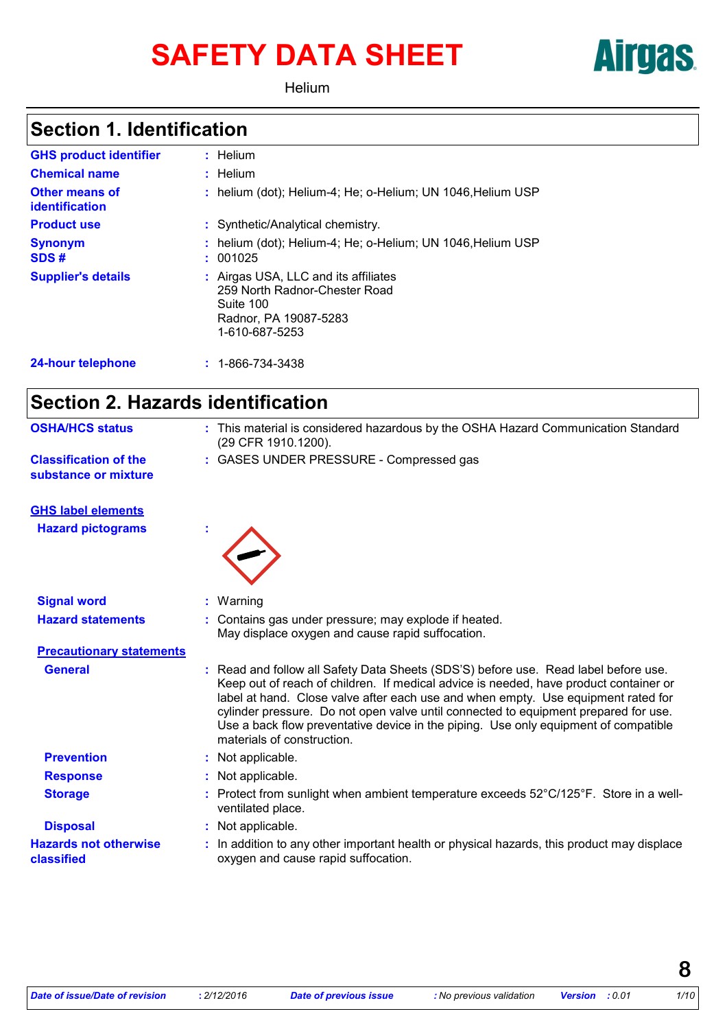# SAFETY DATA SHEET

Airgas

Helium

## Section 1. Identification

| | | |
|---|---|---|
| **GHS product identifier** | : | Helium |
| **Chemical name** | : | Helium |
| **Other means of identification** | : | helium (dot); Helium-4; He; o-Helium; UN 1046,Helium USP |
| **Product use** | : | Synthetic/Analytical chemistry. |
| **Synonym** | : | helium (dot); Helium-4; He; o-Helium; UN 1046,Helium USP |
| **SDS #** | : | 001025 |
| **Supplier's details** | : | Airgas USA, LLC and its affiliates<br>259 North Radnor-Chester Road<br>Suite 100<br>Radnor, PA 19087-5283<br>1-610-687-5253 |
| **24-hour telephone** | : | 1-866-734-3438 |

## Section 2. Hazards identification

**OSHA/HCS status** : This material is considered hazardous by the OSHA Hazard Communication Standard (29 CFR 1910.1200).

**Classification of the substance or mixture** : GASES UNDER PRESSURE - Compressed gas

**GHS label elements**

**Hazard pictograms** :

**Signal word** : Warning

**Hazard statements** : Contains gas under pressure; may explode if heated.
May displace oxygen and cause rapid suffocation.

**Precautionary statements**

**General** : Read and follow all Safety Data Sheets (SDS'S) before use. Read label before use. Keep out of reach of children. If medical advice is needed, have product container or label at hand. Close valve after each use and when empty. Use equipment rated for cylinder pressure. Do not open valve until connected to equipment prepared for use. Use a back flow preventative device in the piping. Use only equipment of compatible materials of construction.

**Prevention** : Not applicable.

**Response** : Not applicable.

**Storage** : Protect from sunlight when ambient temperature exceeds 52°C/125°F. Store in a well-ventilated place.

**Disposal** : Not applicable.

**Hazards not otherwise classified** : In addition to any other important health or physical hazards, this product may displace oxygen and cause rapid suffocation.

| Date of issue/Date of revision | : 2/12/2016 | Date of previous issue | : No previous validation | Version | : 0.01 |
|---|---|---|---|---|---|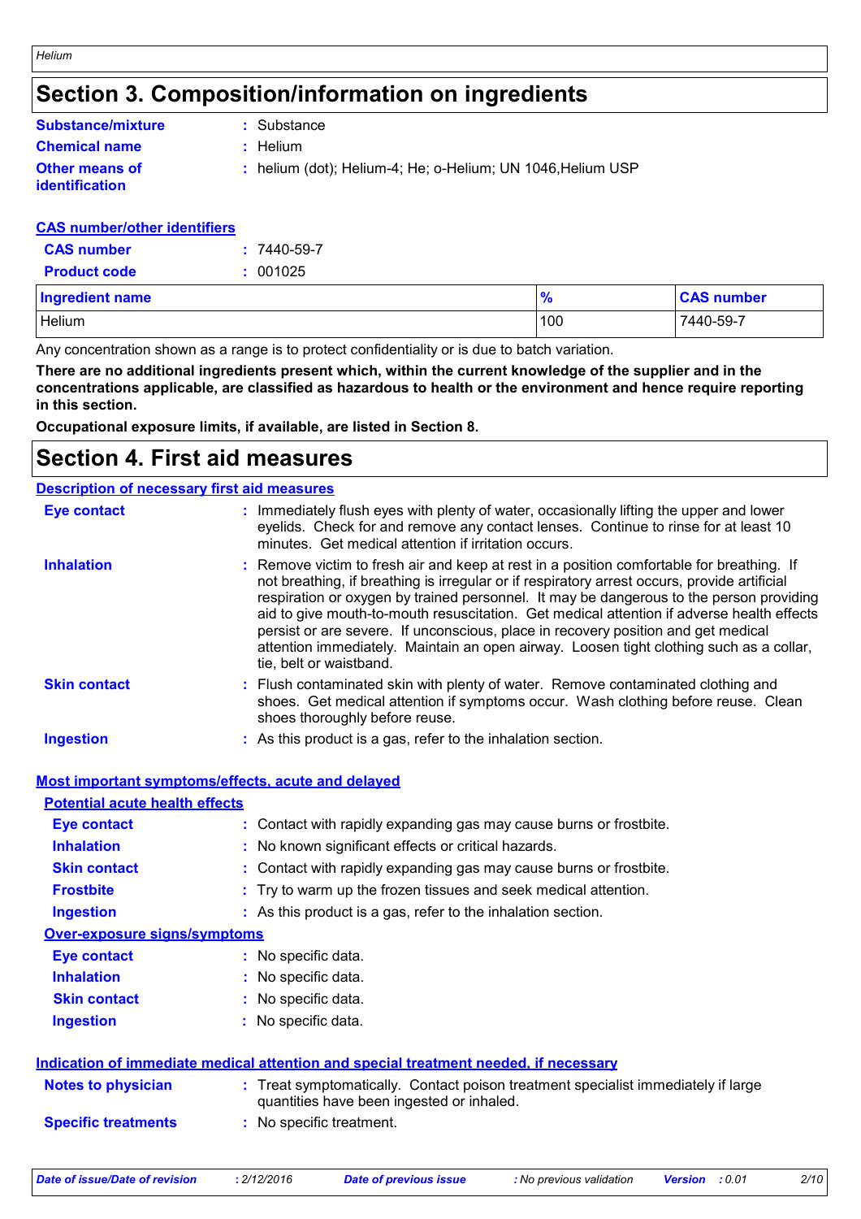## Section 3. Composition/information on ingredients

**Substance/mixture** : Substance

**Chemical name** : Helium

**Other means of identification** : helium (dot); Helium-4; He; o-Helium; UN 1046,Helium USP

**CAS number/other identifiers**

**CAS number** : 7440-59-7

**Product code** : 001025

| Ingredient name | % | CAS number |
|---|---|---|
| Helium | 100 | 7440-59-7 |

Any concentration shown as a range is to protect confidentiality or is due to batch variation.

**There are no additional ingredients present which, within the current knowledge of the supplier and in the concentrations applicable, are classified as hazardous to health or the environment and hence require reporting in this section.**

**Occupational exposure limits, if available, are listed in Section 8.**

## Section 4. First aid measures

**Description of necessary first aid measures**

**Eye contact** : Immediately flush eyes with plenty of water, occasionally lifting the upper and lower eyelids. Check for and remove any contact lenses. Continue to rinse for at least 10 minutes. Get medical attention if irritation occurs.

**Inhalation** : Remove victim to fresh air and keep at rest in a position comfortable for breathing. If not breathing, if breathing is irregular or if respiratory arrest occurs, provide artificial respiration or oxygen by trained personnel. It may be dangerous to the person providing aid to give mouth-to-mouth resuscitation. Get medical attention if adverse health effects persist or are severe. If unconscious, place in recovery position and get medical attention immediately. Maintain an open airway. Loosen tight clothing such as a collar, tie, belt or waistband.

**Skin contact** : Flush contaminated skin with plenty of water. Remove contaminated clothing and shoes. Get medical attention if symptoms occur. Wash clothing before reuse. Clean shoes thoroughly before reuse.

**Ingestion** : As this product is a gas, refer to the inhalation section.

**Most important symptoms/effects, acute and delayed**

**Potential acute health effects**

**Eye contact** : Contact with rapidly expanding gas may cause burns or frostbite.

**Inhalation** : No known significant effects or critical hazards.

**Skin contact** : Contact with rapidly expanding gas may cause burns or frostbite.

**Frostbite** : Try to warm up the frozen tissues and seek medical attention.

**Ingestion** : As this product is a gas, refer to the inhalation section.

**Over-exposure signs/symptoms**

**Eye contact** : No specific data.

**Inhalation** : No specific data.

**Skin contact** : No specific data.

**Ingestion** : No specific data.

**Indication of immediate medical attention and special treatment needed, if necessary**

**Notes to physician** : Treat symptomatically. Contact poison treatment specialist immediately if large quantities have been ingested or inhaled.

**Specific treatments** : No specific treatment.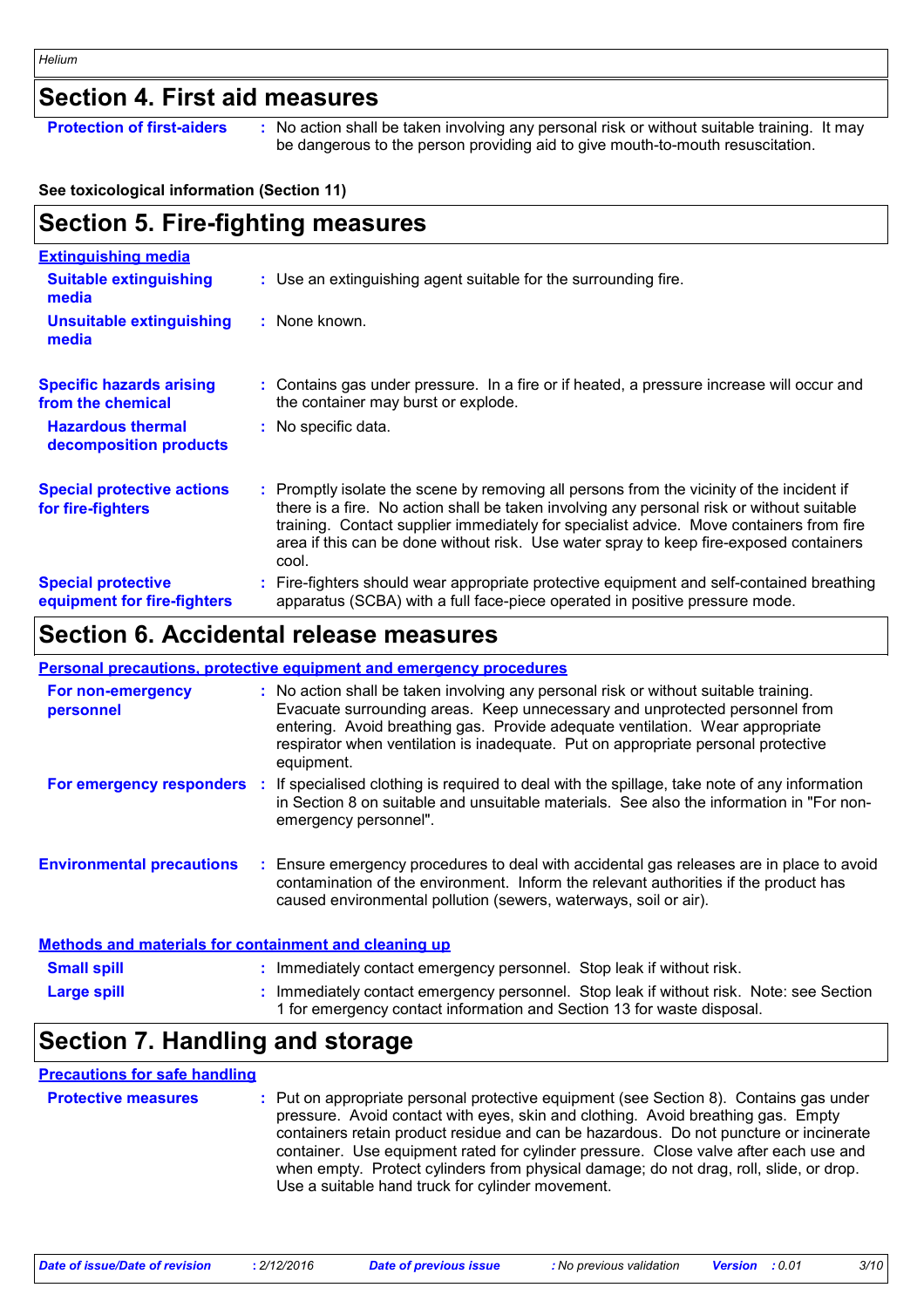## Section 4. First aid measures

**Protection of first-aiders** : No action shall be taken involving any personal risk or without suitable training. It may be dangerous to the person providing aid to give mouth-to-mouth resuscitation.

**See toxicological information (Section 11)**

## Section 5. Fire-fighting measures

**Extinguishing media**

**Suitable extinguishing media** : Use an extinguishing agent suitable for the surrounding fire.

**Unsuitable extinguishing media** : None known.

**Specific hazards arising from the chemical** : Contains gas under pressure. In a fire or if heated, a pressure increase will occur and the container may burst or explode.

**Hazardous thermal decomposition products** : No specific data.

**Special protective actions for fire-fighters** : Promptly isolate the scene by removing all persons from the vicinity of the incident if there is a fire. No action shall be taken involving any personal risk or without suitable training. Contact supplier immediately for specialist advice. Move containers from fire area if this can be done without risk. Use water spray to keep fire-exposed containers cool.

**Special protective equipment for fire-fighters** : Fire-fighters should wear appropriate protective equipment and self-contained breathing apparatus (SCBA) with a full face-piece operated in positive pressure mode.

## Section 6. Accidental release measures

**Personal precautions, protective equipment and emergency procedures**

**For non-emergency personnel** : No action shall be taken involving any personal risk or without suitable training. Evacuate surrounding areas. Keep unnecessary and unprotected personnel from entering. Avoid breathing gas. Provide adequate ventilation. Wear appropriate respirator when ventilation is inadequate. Put on appropriate personal protective equipment.

**For emergency responders** : If specialised clothing is required to deal with the spillage, take note of any information in Section 8 on suitable and unsuitable materials. See also the information in "For non-emergency personnel".

**Environmental precautions** : Ensure emergency procedures to deal with accidental gas releases are in place to avoid contamination of the environment. Inform the relevant authorities if the product has caused environmental pollution (sewers, waterways, soil or air).

**Methods and materials for containment and cleaning up**

**Small spill** : Immediately contact emergency personnel. Stop leak if without risk.

**Large spill** : Immediately contact emergency personnel. Stop leak if without risk. Note: see Section 1 for emergency contact information and Section 13 for waste disposal.

## Section 7. Handling and storage

**Precautions for safe handling**

**Protective measures** : Put on appropriate personal protective equipment (see Section 8). Contains gas under pressure. Avoid contact with eyes, skin and clothing. Avoid breathing gas. Empty containers retain product residue and can be hazardous. Do not puncture or incinerate container. Use equipment rated for cylinder pressure. Close valve after each use and when empty. Protect cylinders from physical damage; do not drag, roll, slide, or drop. Use a suitable hand truck for cylinder movement.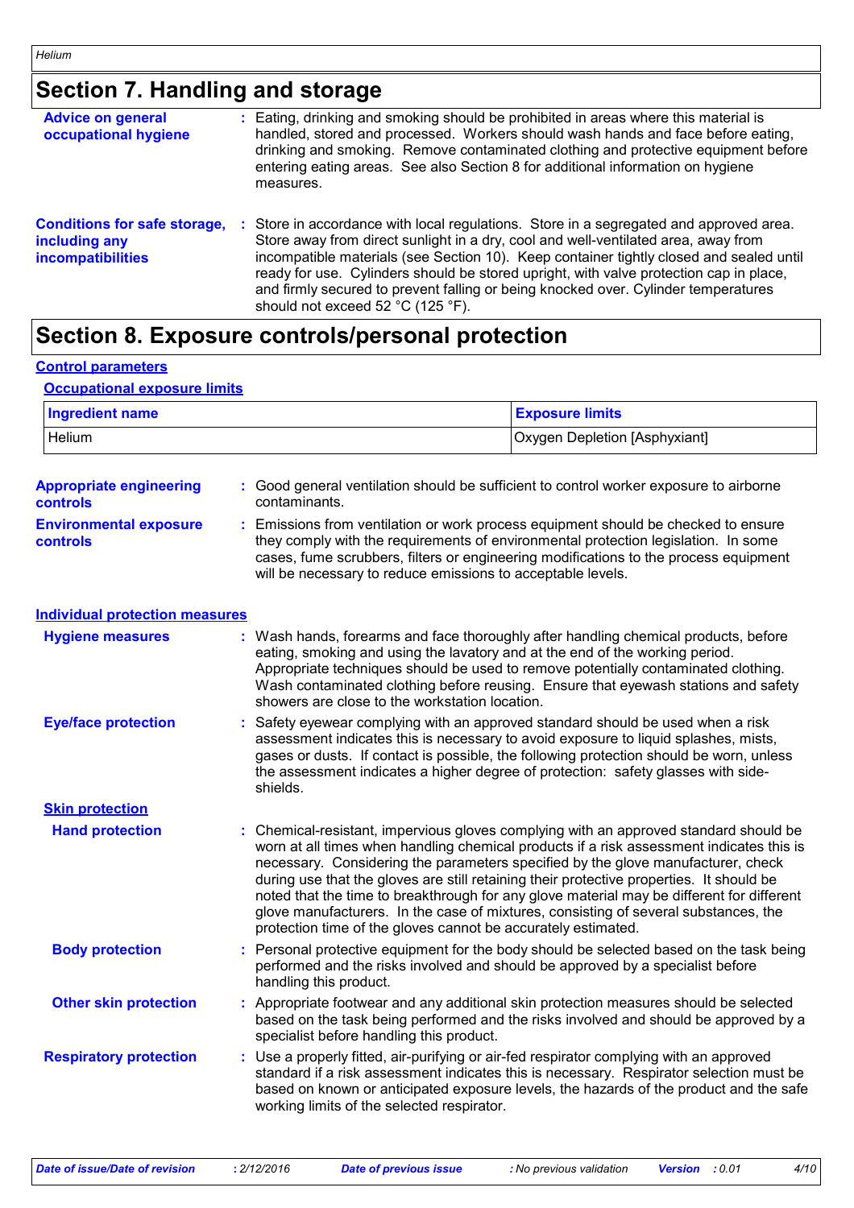# Section 7. Handling and storage

**Advice on general occupational hygiene** : Eating, drinking and smoking should be prohibited in areas where this material is handled, stored and processed. Workers should wash hands and face before eating, drinking and smoking. Remove contaminated clothing and protective equipment before entering eating areas. See also Section 8 for additional information on hygiene measures.

**Conditions for safe storage, including any incompatibilities** : Store in accordance with local regulations. Store in a segregated and approved area. Store away from direct sunlight in a dry, cool and well-ventilated area, away from incompatible materials (see Section 10). Keep container tightly closed and sealed until ready for use. Cylinders should be stored upright, with valve protection cap in place, and firmly secured to prevent falling or being knocked over. Cylinder temperatures should not exceed 52 °C (125 °F).

# Section 8. Exposure controls/personal protection

## Control parameters

### Occupational exposure limits

| Ingredient name | Exposure limits |
|---|---|
| Helium | Oxygen Depletion [Asphyxiant] |

**Appropriate engineering controls** : Good general ventilation should be sufficient to control worker exposure to airborne contaminants.

**Environmental exposure controls** : Emissions from ventilation or work process equipment should be checked to ensure they comply with the requirements of environmental protection legislation. In some cases, fume scrubbers, filters or engineering modifications to the process equipment will be necessary to reduce emissions to acceptable levels.

## Individual protection measures

**Hygiene measures** : Wash hands, forearms and face thoroughly after handling chemical products, before eating, smoking and using the lavatory and at the end of the working period. Appropriate techniques should be used to remove potentially contaminated clothing. Wash contaminated clothing before reusing. Ensure that eyewash stations and safety showers are close to the workstation location.

**Eye/face protection** : Safety eyewear complying with an approved standard should be used when a risk assessment indicates this is necessary to avoid exposure to liquid splashes, mists, gases or dusts. If contact is possible, the following protection should be worn, unless the assessment indicates a higher degree of protection: safety glasses with side-shields.

### Skin protection

**Hand protection** : Chemical-resistant, impervious gloves complying with an approved standard should be worn at all times when handling chemical products if a risk assessment indicates this is necessary. Considering the parameters specified by the glove manufacturer, check during use that the gloves are still retaining their protective properties. It should be noted that the time to breakthrough for any glove material may be different for different glove manufacturers. In the case of mixtures, consisting of several substances, the protection time of the gloves cannot be accurately estimated.

**Body protection** : Personal protective equipment for the body should be selected based on the task being performed and the risks involved and should be approved by a specialist before handling this product.

**Other skin protection** : Appropriate footwear and any additional skin protection measures should be selected based on the task being performed and the risks involved and should be approved by a specialist before handling this product.

**Respiratory protection** : Use a properly fitted, air-purifying or air-fed respirator complying with an approved standard if a risk assessment indicates this is necessary. Respirator selection must be based on known or anticipated exposure levels, the hazards of the product and the safe working limits of the selected respirator.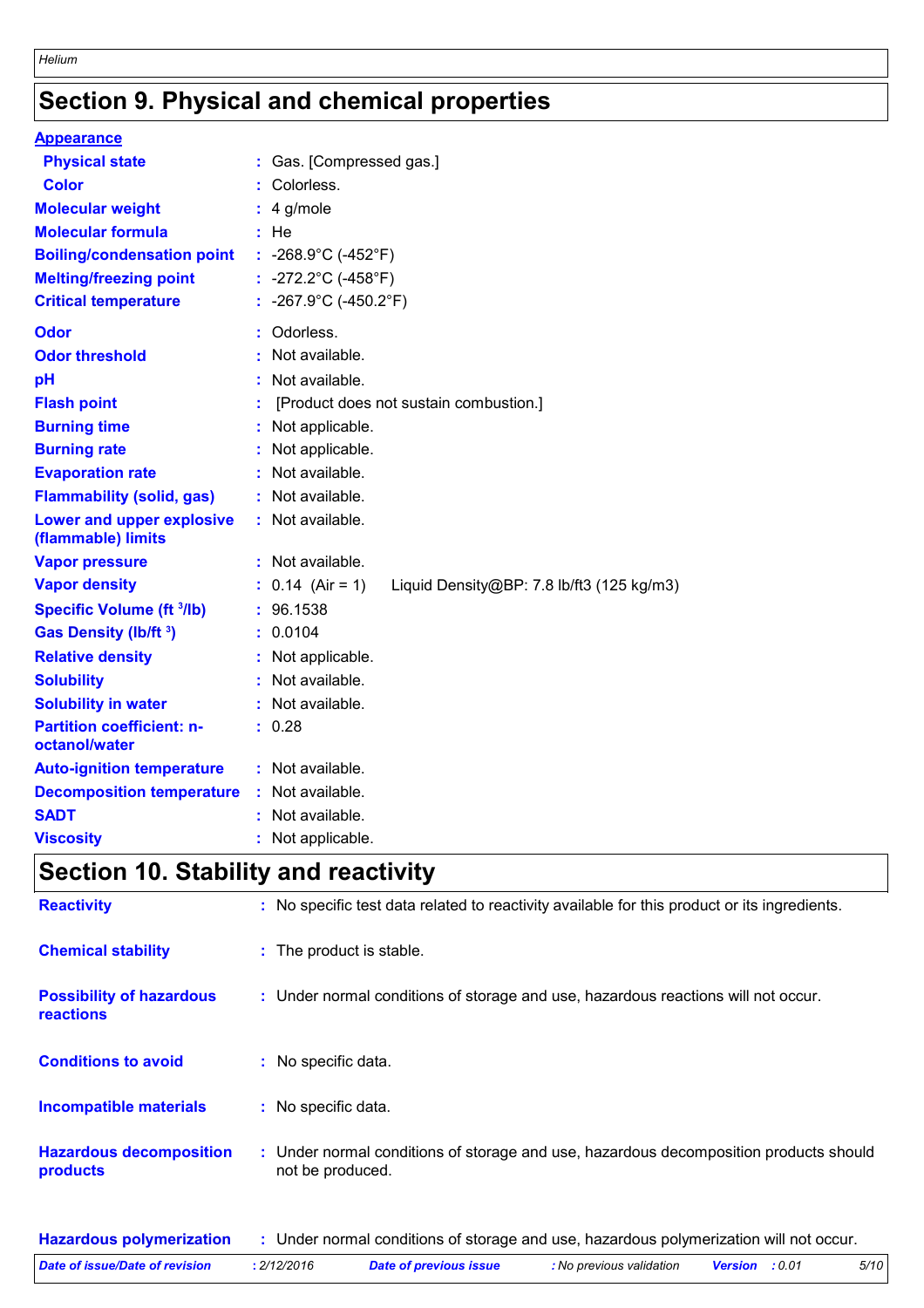# Section 9. Physical and chemical properties

| | |
|---|---|
| **Appearance** | |
| **Physical state** | : Gas. [Compressed gas.] |
| **Color** | : Colorless. |
| **Molecular weight** | : 4 g/mole |
| **Molecular formula** | : He |
| **Boiling/condensation point** | : -268.9°C (-452°F) |
| **Melting/freezing point** | : -272.2°C (-458°F) |
| **Critical temperature** | : -267.9°C (-450.2°F) |
| **Odor** | : Odorless. |
| **Odor threshold** | : Not available. |
| **pH** | : Not available. |
| **Flash point** | : [Product does not sustain combustion.] |
| **Burning time** | : Not applicable. |
| **Burning rate** | : Not applicable. |
| **Evaporation rate** | : Not available. |
| **Flammability (solid, gas)** | : Not available. |
| **Lower and upper explosive (flammable) limits** | : Not available. |
| **Vapor pressure** | : Not available. |
| **Vapor density** | : 0.14 (Air = 1) Liquid Density@BP: 7.8 lb/ft3 (125 kg/m3) |
| **Specific Volume ($ft^3$/lb)** | : 96.1538 |
| **Gas Density (lb/$ft^3$)** | : 0.0104 |
| **Relative density** | : Not applicable. |
| **Solubility** | : Not available. |
| **Solubility in water** | : Not available. |
| **Partition coefficient: n-octanol/water** | : 0.28 |
| **Auto-ignition temperature** | : Not available. |
| **Decomposition temperature** | : Not available. |
| **SADT** | : Not available. |
| **Viscosity** | : Not applicable. |

# Section 10. Stability and reactivity

| | |
|---|---|
| **Reactivity** | : No specific test data related to reactivity available for this product or its ingredients. |
| **Chemical stability** | : The product is stable. |
| **Possibility of hazardous reactions** | : Under normal conditions of storage and use, hazardous reactions will not occur. |
| **Conditions to avoid** | : No specific data. |
| **Incompatible materials** | : No specific data. |
| **Hazardous decomposition products** | : Under normal conditions of storage and use, hazardous decomposition products should not be produced. |
| **Hazardous polymerization** | : Under normal conditions of storage and use, hazardous polymerization will not occur. |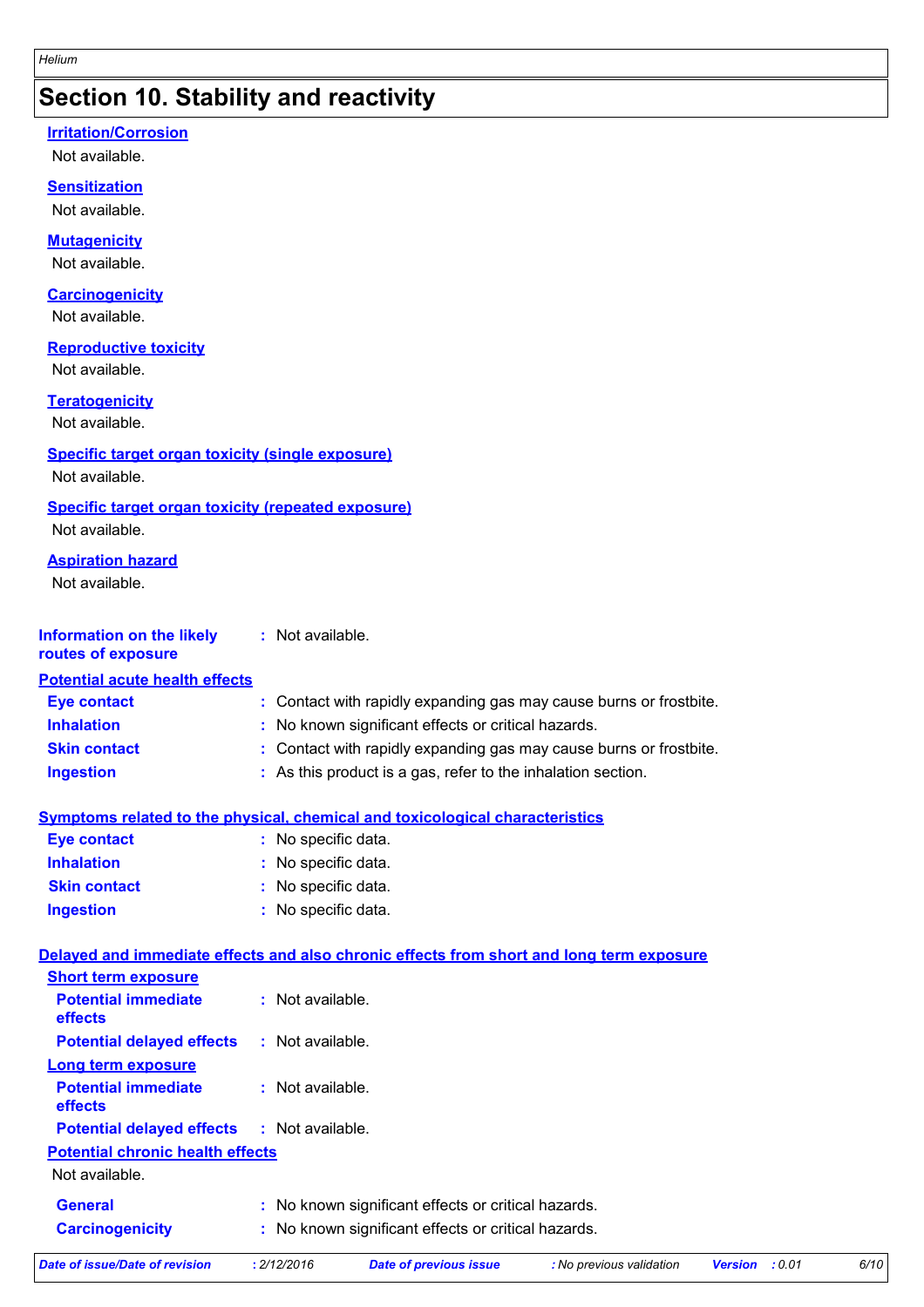# Section 10. Stability and reactivity

**Irritation/Corrosion**

Not available.

**Sensitization**

Not available.

**Mutagenicity**

Not available.

**Carcinogenicity**

Not available.

**Reproductive toxicity**

Not available.

**Teratogenicity**

Not available.

**Specific target organ toxicity (single exposure)**

Not available.

**Specific target organ toxicity (repeated exposure)**

Not available.

**Aspiration hazard**

Not available.

**Information on the likely routes of exposure** : Not available.

**Potential acute health effects**

**Eye contact** : Contact with rapidly expanding gas may cause burns or frostbite.
**Inhalation** : No known significant effects or critical hazards.
**Skin contact** : Contact with rapidly expanding gas may cause burns or frostbite.
**Ingestion** : As this product is a gas, refer to the inhalation section.

**Symptoms related to the physical, chemical and toxicological characteristics**

**Eye contact** : No specific data.
**Inhalation** : No specific data.
**Skin contact** : No specific data.
**Ingestion** : No specific data.

**Delayed and immediate effects and also chronic effects from short and long term exposure**

**Short term exposure**

**Potential immediate effects** : Not available.
**Potential delayed effects** : Not available.

**Long term exposure**

**Potential immediate effects** : Not available.
**Potential delayed effects** : Not available.

**Potential chronic health effects**

Not available.

**General** : No known significant effects or critical hazards.
**Carcinogenicity** : No known significant effects or critical hazards.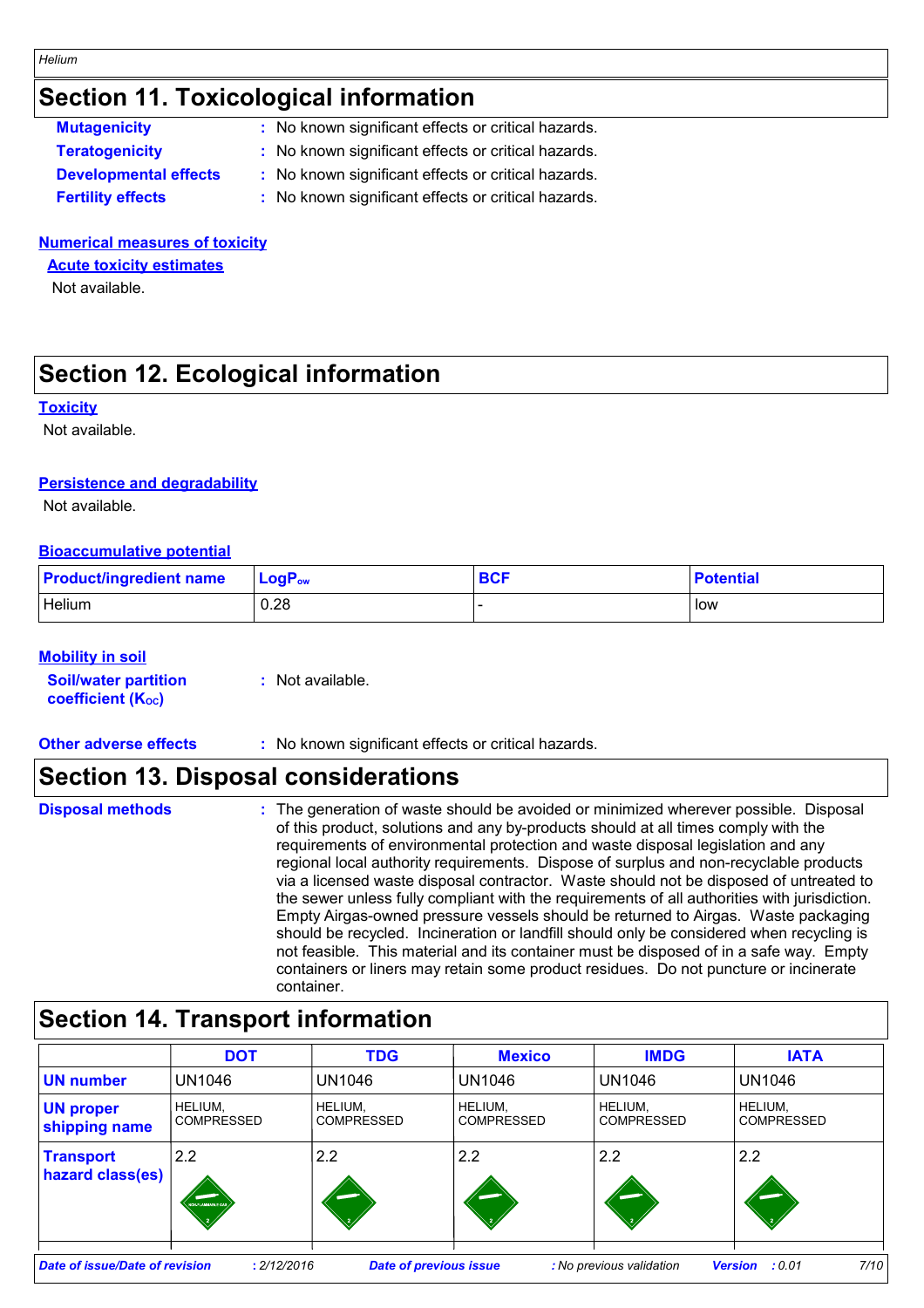## Section 11. Toxicological information

**Mutagenicity** : No known significant effects or critical hazards.

**Teratogenicity** : No known significant effects or critical hazards.

**Developmental effects** : No known significant effects or critical hazards.

**Fertility effects** : No known significant effects or critical hazards.

**Numerical measures of toxicity**

**Acute toxicity estimates**

Not available.

## Section 12. Ecological information

**Toxicity**

Not available.

**Persistence and degradability**

Not available.

**Bioaccumulative potential**

| Product/ingredient name | $LogP_{ow}$ | BCF | Potential |
|---|---|---|---|
| Helium | 0.28 | - | low |

**Mobility in soil**

**Soil/water partition coefficient ($K_{OC}$)** : Not available.

**Other adverse effects** : No known significant effects or critical hazards.

## Section 13. Disposal considerations

**Disposal methods** : The generation of waste should be avoided or minimized wherever possible. Disposal of this product, solutions and any by-products should at all times comply with the requirements of environmental protection and waste disposal legislation and any regional local authority requirements. Dispose of surplus and non-recyclable products via a licensed waste disposal contractor. Waste should not be disposed of untreated to the sewer unless fully compliant with the requirements of all authorities with jurisdiction. Empty Airgas-owned pressure vessels should be returned to Airgas. Waste packaging should be recycled. Incineration or landfill should only be considered when recycling is not feasible. This material and its container must be disposed of in a safe way. Empty containers or liners may retain some product residues. Do not puncture or incinerate container.

## Section 14. Transport information

| | DOT | TDG | Mexico | IMDG | IATA |
|---|---|---|---|---|---|
| **UN number** | UN1046 | UN1046 | UN1046 | UN1046 | UN1046 |
| **UN proper shipping name** | HELIUM, COMPRESSED | HELIUM, COMPRESSED | HELIUM, COMPRESSED | HELIUM, COMPRESSED | HELIUM, COMPRESSED |
| **Transport hazard class(es)** | 2.2 | 2.2 | 2.2 | 2.2 | 2.2 |

Date of issue/Date of revision : 2/12/2016 | Date of previous issue : No previous validation | Version : 0.01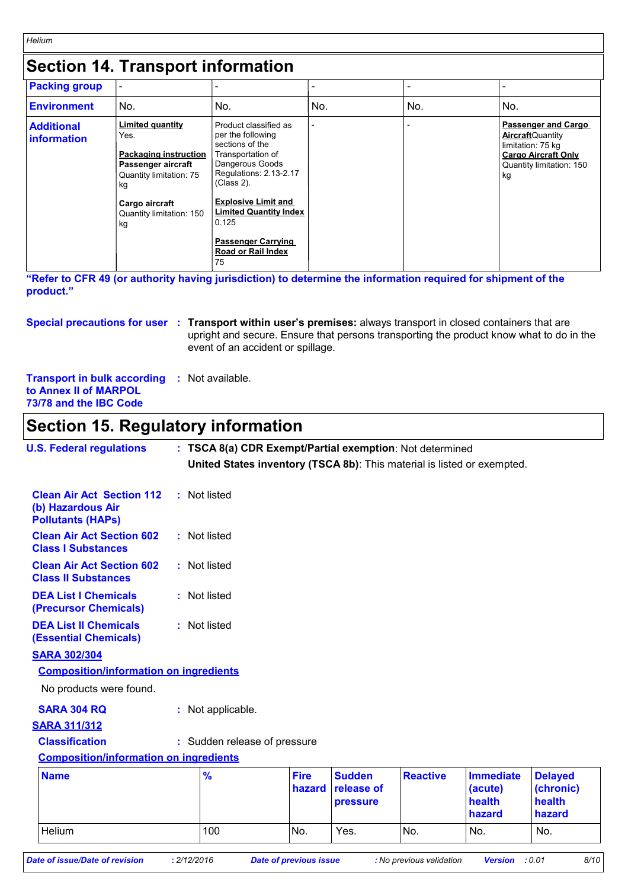# Section 14. Transport information

| | | | | | |
|---|---|---|---|---|---|
| **Packing group** | - | - | - | - | - |
| **Environment** | No. | No. | No. | No. | No. |
| **Additional information** | **Limited quantity** Yes. **Packaging instruction** **Passenger aircraft** Quantity limitation: 75 kg **Cargo aircraft** Quantity limitation: 150 kg | Product classified as per the following sections of the Transportation of Dangerous Goods Regulations: 2.13-2.17 (Class 2). **Explosive Limit and Limited Quantity Index** 0.125 **Passenger Carrying Road or Rail Index** 75 | - | - | **Passenger and Cargo Aircraft** Quantity limitation: 75 kg **Cargo Aircraft Only** Quantity limitation: 150 kg |

**"Refer to CFR 49 (or authority having jurisdiction) to determine the information required for shipment of the product."**

**Special precautions for user** : **Transport within user's premises:** always transport in closed containers that are upright and secure. Ensure that persons transporting the product know what to do in the event of an accident or spillage.

**Transport in bulk according to Annex II of MARPOL 73/78 and the IBC Code** : Not available.

# Section 15. Regulatory information

**U.S. Federal regulations** : **TSCA 8(a) CDR Exempt/Partial exemption**: Not determined

**United States inventory (TSCA 8b)**: This material is listed or exempted.

**Clean Air Act Section 112 (b) Hazardous Air Pollutants (HAPs)** : Not listed

**Clean Air Act Section 602 Class I Substances** : Not listed

**Clean Air Act Section 602 Class II Substances** : Not listed

**DEA List I Chemicals (Precursor Chemicals)** : Not listed

**DEA List II Chemicals (Essential Chemicals)** : Not listed

**SARA 302/304**

**Composition/information on ingredients**

No products were found.

**SARA 304 RQ** : Not applicable.

**SARA 311/312**

**Classification** : Sudden release of pressure

**Composition/information on ingredients**

| Name | % | Fire hazard | Sudden release of pressure | Reactive | Immediate (acute) health hazard | Delayed (chronic) health hazard |
|---|---|---|---|---|---|---|
| Helium | 100 | No. | Yes. | No. | No. | No. |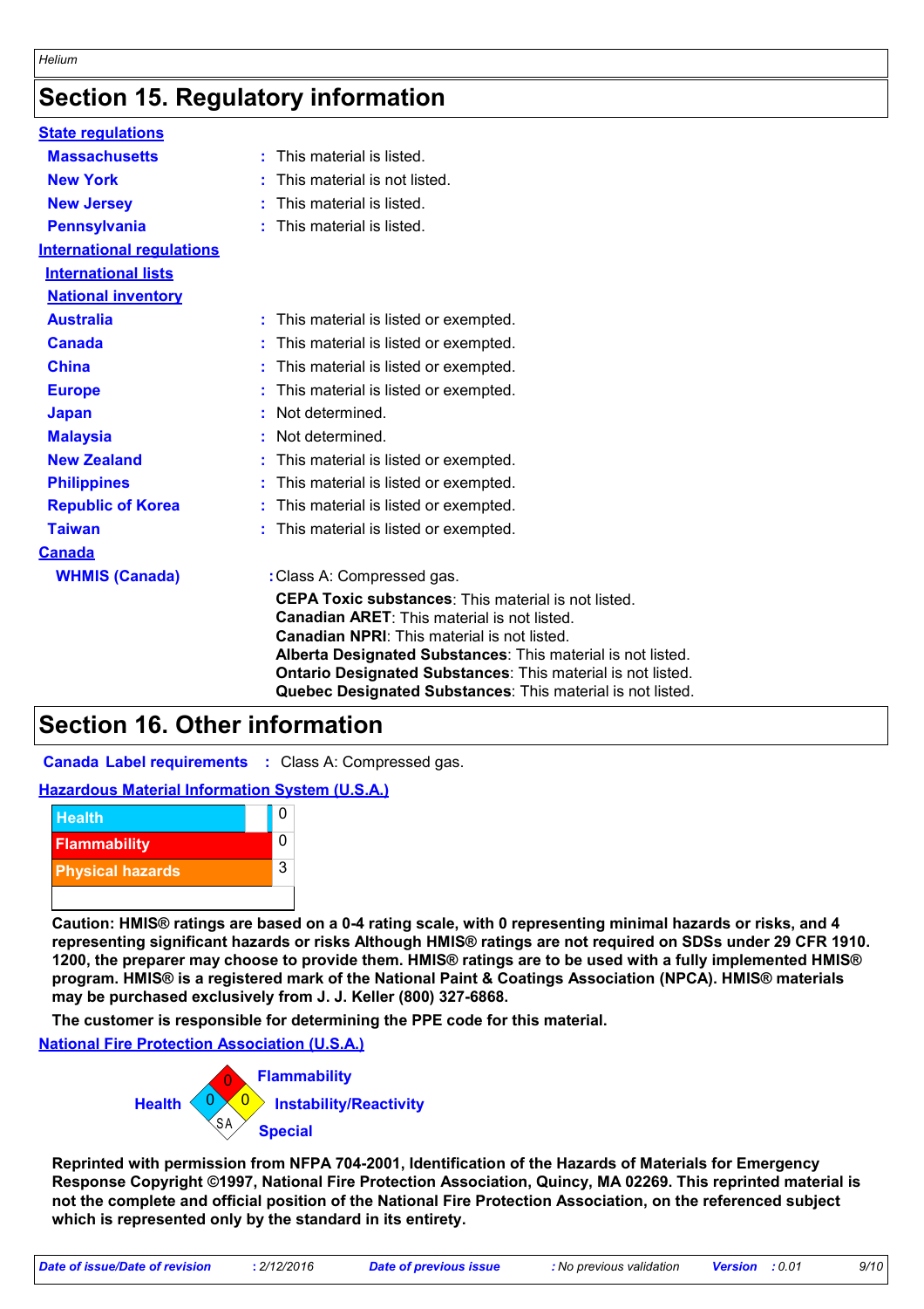## Section 15. Regulatory information

**State regulations**

| | |
|---|---|
| **Massachusetts** | : This material is listed. |
| **New York** | : This material is not listed. |
| **New Jersey** | : This material is listed. |
| **Pennsylvania** | : This material is listed. |

**International regulations**

**International lists**

**National inventory**

| | |
|---|---|
| **Australia** | : This material is listed or exempted. |
| **Canada** | : This material is listed or exempted. |
| **China** | : This material is listed or exempted. |
| **Europe** | : This material is listed or exempted. |
| **Japan** | : Not determined. |
| **Malaysia** | : Not determined. |
| **New Zealand** | : This material is listed or exempted. |
| **Philippines** | : This material is listed or exempted. |
| **Republic of Korea** | : This material is listed or exempted. |
| **Taiwan** | : This material is listed or exempted. |

**Canada**

**WHMIS (Canada)** : Class A: Compressed gas.

**CEPA Toxic substances**: This material is not listed.
**Canadian ARET**: This material is not listed.
**Canadian NPRI**: This material is not listed.
**Alberta Designated Substances**: This material is not listed.
**Ontario Designated Substances**: This material is not listed.
**Quebec Designated Substances**: This material is not listed.

## Section 16. Other information

**Canada Label requirements** : Class A: Compressed gas.

**Hazardous Material Information System (U.S.A.)**

| | |
|---|---|
| Health | 0 |
| Flammability | 0 |
| Physical hazards | 3 |

**Caution: HMIS® ratings are based on a 0-4 rating scale, with 0 representing minimal hazards or risks, and 4 representing significant hazards or risks Although HMIS® ratings are not required on SDSs under 29 CFR 1910. 1200, the preparer may choose to provide them. HMIS® ratings are to be used with a fully implemented HMIS® program. HMIS® is a registered mark of the National Paint & Coatings Association (NPCA). HMIS® materials may be purchased exclusively from J. J. Keller (800) 327-6868.**

**The customer is responsible for determining the PPE code for this material.**

**National Fire Protection Association (U.S.A.)**

Flammability: 0
Health: 0
Instability/Reactivity: 0
Special: SA

**Reprinted with permission from NFPA 704-2001, Identification of the Hazards of Materials for Emergency Response Copyright ©1997, National Fire Protection Association, Quincy, MA 02269. This reprinted material is not the complete and official position of the National Fire Protection Association, on the referenced subject which is represented only by the standard in its entirety.**

*Date of issue/Date of revision* : 2/12/2016 *Date of previous issue* : No previous validation *Version* : 0.01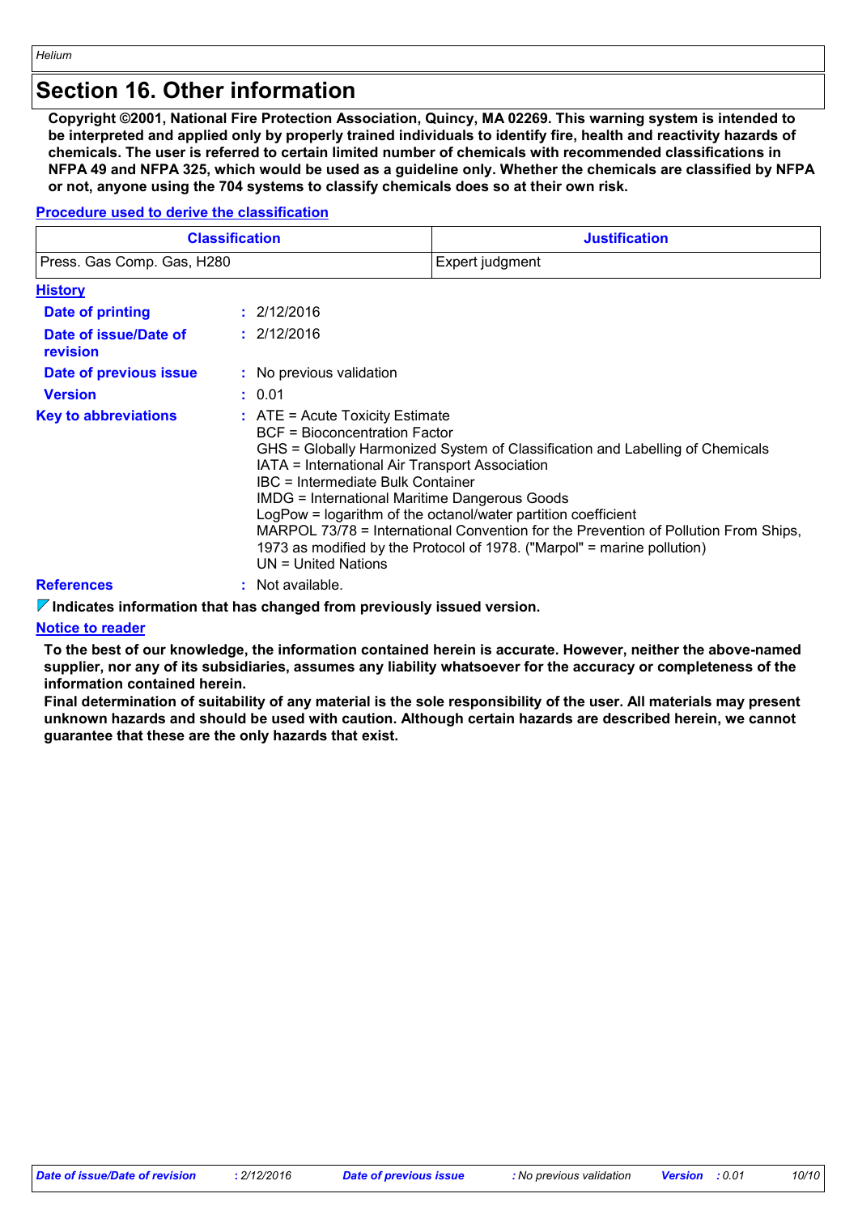# Section 16. Other information

**Copyright ©2001, National Fire Protection Association, Quincy, MA 02269. This warning system is intended to be interpreted and applied only by properly trained individuals to identify fire, health and reactivity hazards of chemicals. The user is referred to certain limited number of chemicals with recommended classifications in NFPA 49 and NFPA 325, which would be used as a guideline only. Whether the chemicals are classified by NFPA or not, anyone using the 704 systems to classify chemicals does so at their own risk.**

## Procedure used to derive the classification

| Classification | Justification |
| --- | --- |
| Press. Gas Comp. Gas, H280 | Expert judgment |

## History

**Date of printing** : 2/12/2016

**Date of issue/Date of revision** : 2/12/2016

**Date of previous issue** : No previous validation

**Version** : 0.01

**Key to abbreviations** :
ATE = Acute Toxicity Estimate
BCF = Bioconcentration Factor
GHS = Globally Harmonized System of Classification and Labelling of Chemicals
IATA = International Air Transport Association
IBC = Intermediate Bulk Container
IMDG = International Maritime Dangerous Goods
LogPow = logarithm of the octanol/water partition coefficient
MARPOL 73/78 = International Convention for the Prevention of Pollution From Ships, 1973 as modified by the Protocol of 1978. ("Marpol" = marine pollution)
UN = United Nations

**References** : Not available.

**Indicates information that has changed from previously issued version.**

## Notice to reader

**To the best of our knowledge, the information contained herein is accurate. However, neither the above-named supplier, nor any of its subsidiaries, assumes any liability whatsoever for the accuracy or completeness of the information contained herein.**

**Final determination of suitability of any material is the sole responsibility of the user. All materials may present unknown hazards and should be used with caution. Although certain hazards are described herein, we cannot guarantee that these are the only hazards that exist.**